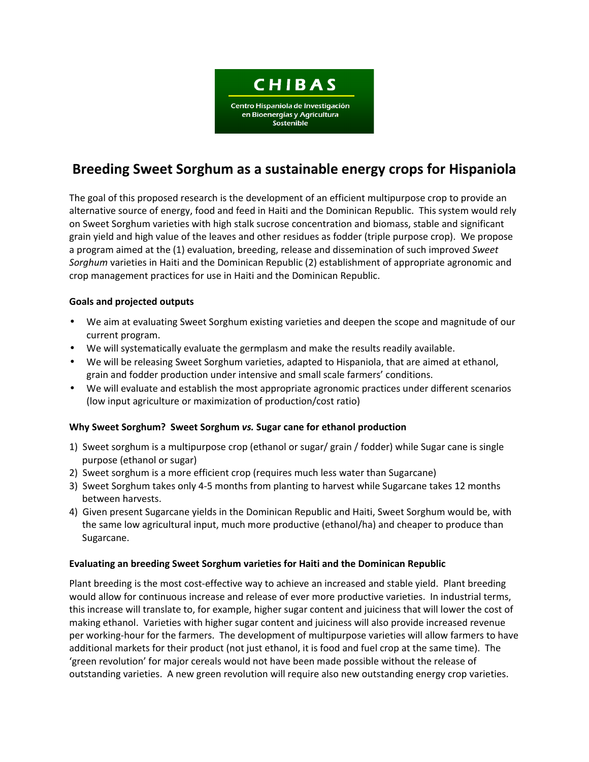**CHIBAS**

Centro Hispaniola de Investigación en Bioenergías y Agricultura Sostenible

# Breeding Sweet Sorghum as a sustainable energy crops for Hispaniola

The goal of this proposed research is the development of an efficient multipurpose crop to provide an alternative source of energy, food and feed in Haiti and the Dominican Republic. This system would rely on Sweet Sorghum varieties with high stalk sucrose concentration and biomass, stable and significant grain yield and high value of the leaves and other residues as fodder (triple purpose crop). We propose a program aimed at the (1) evaluation, breeding, release and dissemination of such improved *Sweet Sorghum* varieties in Haiti and the Dominican Republic (2) establishment of appropriate agronomic and crop management practices for use in Haiti and the Dominican Republic.

**Goals and projected outputs**

- We aim at evaluating Sweet Sorghum existing varieties and deepen the scope and magnitude of our current program.
- We will systematically evaluate the germplasm and make the results readily available.
- We will be releasing Sweet Sorghum varieties, adapted to Hispaniola, that are aimed at ethanol, grain and fodder production under intensive and small scale farmers' conditions.
- We will evaluate and establish the most appropriate agronomic practices under different scenarios (low input agriculture or maximization of production/cost ratio)

**Why Sweet Sorghum? Sweet Sorghum *vs.* Sugar cane for ethanol production**

1) Sweet sorghum is a multipurpose crop (ethanol or sugar/ grain / fodder) while Sugar cane is single purpose (ethanol or sugar)
2) Sweet sorghum is a more efficient crop (requires much less water than Sugarcane)
3) Sweet Sorghum takes only 4-5 months from planting to harvest while Sugarcane takes 12 months between harvests.
4) Given present Sugarcane yields in the Dominican Republic and Haiti, Sweet Sorghum would be, with the same low agricultural input, much more productive (ethanol/ha) and cheaper to produce than Sugarcane.

**Evaluating an breeding Sweet Sorghum varieties for Haiti and the Dominican Republic**

Plant breeding is the most cost-effective way to achieve an increased and stable yield. Plant breeding would allow for continuous increase and release of ever more productive varieties. In industrial terms, this increase will translate to, for example, higher sugar content and juiciness that will lower the cost of making ethanol. Varieties with higher sugar content and juiciness will also provide increased revenue per working-hour for the farmers. The development of multipurpose varieties will allow farmers to have additional markets for their product (not just ethanol, it is food and fuel crop at the same time). The 'green revolution' for major cereals would not have been made possible without the release of outstanding varieties. A new green revolution will require also new outstanding energy crop varieties.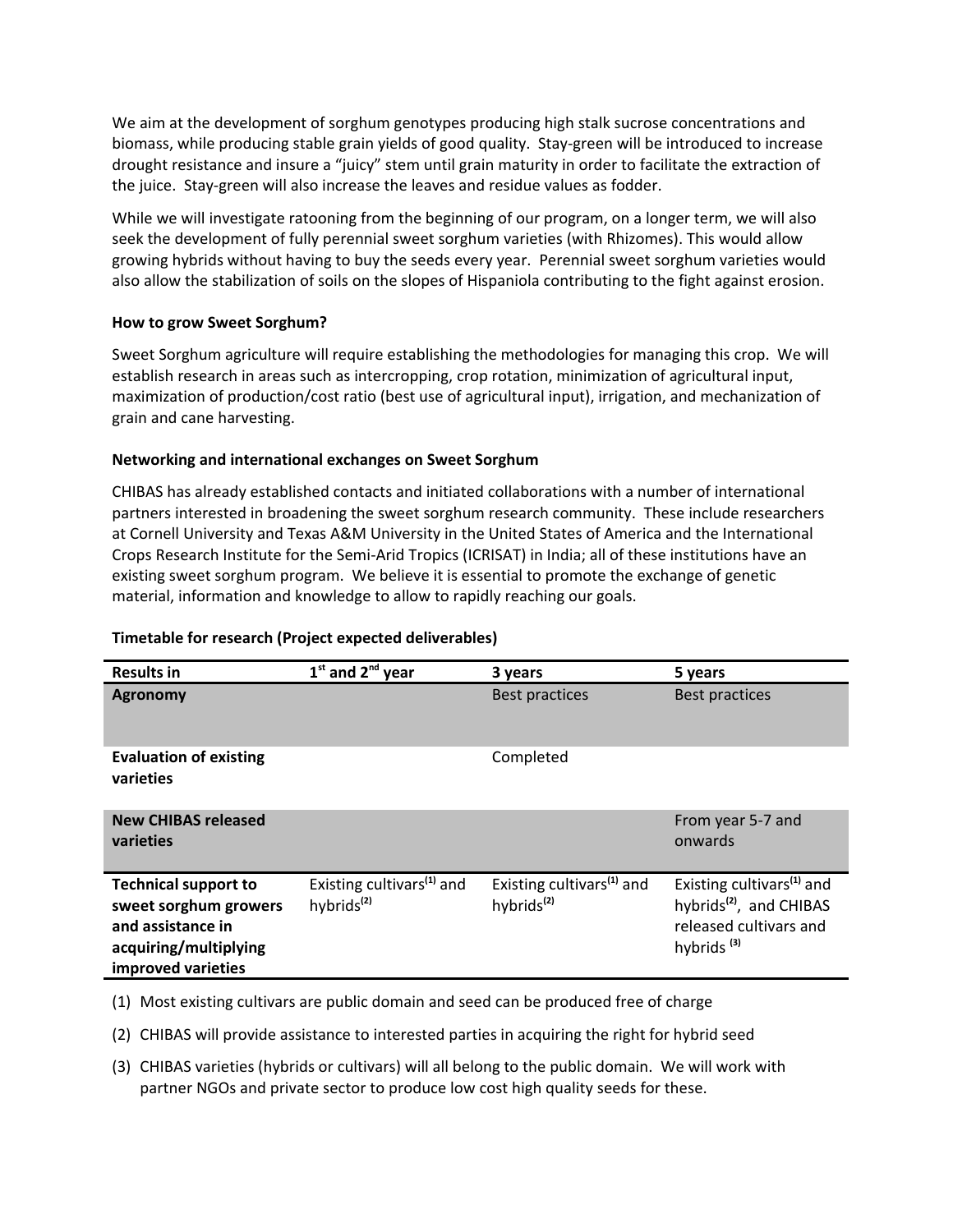We aim at the development of sorghum genotypes producing high stalk sucrose concentrations and biomass, while producing stable grain yields of good quality. Stay-green will be introduced to increase drought resistance and insure a "juicy" stem until grain maturity in order to facilitate the extraction of the juice. Stay-green will also increase the leaves and residue values as fodder.

While we will investigate ratooning from the beginning of our program, on a longer term, we will also seek the development of fully perennial sweet sorghum varieties (with Rhizomes). This would allow growing hybrids without having to buy the seeds every year. Perennial sweet sorghum varieties would also allow the stabilization of soils on the slopes of Hispaniola contributing to the fight against erosion.

**How to grow Sweet Sorghum?**

Sweet Sorghum agriculture will require establishing the methodologies for managing this crop. We will establish research in areas such as intercropping, crop rotation, minimization of agricultural input, maximization of production/cost ratio (best use of agricultural input), irrigation, and mechanization of grain and cane harvesting.

**Networking and international exchanges on Sweet Sorghum**

CHIBAS has already established contacts and initiated collaborations with a number of international partners interested in broadening the sweet sorghum research community. These include researchers at Cornell University and Texas A&M University in the United States of America and the International Crops Research Institute for the Semi-Arid Tropics (ICRISAT) in India; all of these institutions have an existing sweet sorghum program. We believe it is essential to promote the exchange of genetic material, information and knowledge to allow to rapidly reaching our goals.

**Timetable for research (Project expected deliverables)**

| Results in | 1st and 2nd year | 3 years | 5 years |
|---|---|---|---|
| **Agronomy** | | Best practices | Best practices |
| **Evaluation of existing varieties** | | Completed | |
| **New CHIBAS released varieties** | | | From year 5-7 and onwards |
| **Technical support to sweet sorghum growers and assistance in acquiring/multiplying improved varieties** | Existing cultivars[1] and hybrids[2] | Existing cultivars[1] and hybrids[2] | Existing cultivars[1] and hybrids[2], and CHIBAS released cultivars and hybrids [3] |

(1) Most existing cultivars are public domain and seed can be produced free of charge

(2) CHIBAS will provide assistance to interested parties in acquiring the right for hybrid seed

(3) CHIBAS varieties (hybrids or cultivars) will all belong to the public domain. We will work with partner NGOs and private sector to produce low cost high quality seeds for these.